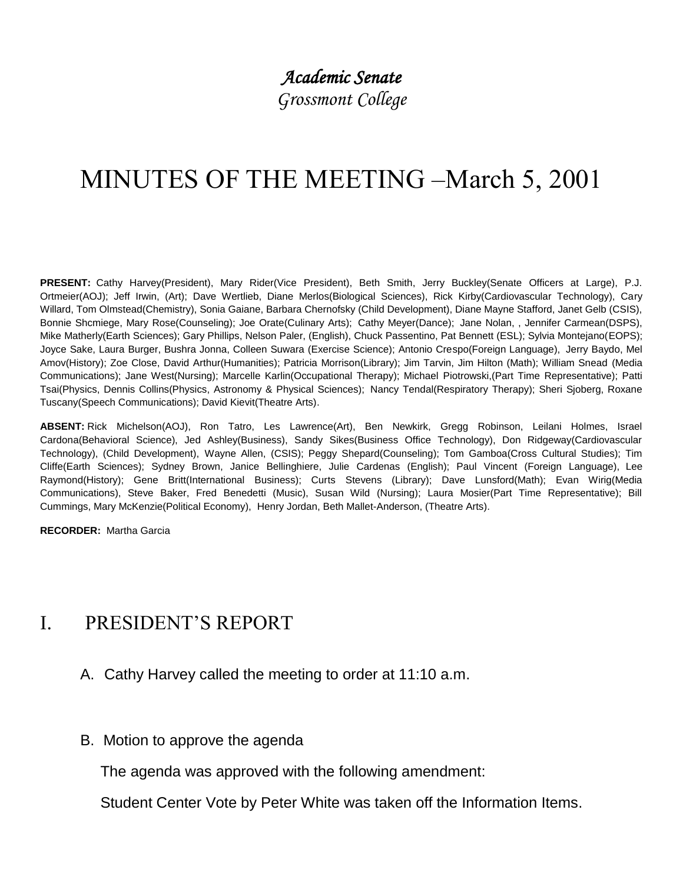*Academic Senate*

*Grossmont College*

# MINUTES OF THE MEETING –March 5, 2001

**PRESENT:** Cathy Harvey(President), Mary Rider(Vice President), Beth Smith, Jerry Buckley(Senate Officers at Large), P.J. Ortmeier(AOJ); Jeff Irwin, (Art); Dave Wertlieb, Diane Merlos(Biological Sciences), Rick Kirby(Cardiovascular Technology), Cary Willard, Tom Olmstead(Chemistry), Sonia Gaiane, Barbara Chernofsky (Child Development), Diane Mayne Stafford, Janet Gelb (CSIS), Bonnie Shcmiege, Mary Rose(Counseling); Joe Orate(Culinary Arts); Cathy Meyer(Dance); Jane Nolan, , Jennifer Carmean(DSPS), Mike Matherly(Earth Sciences); Gary Phillips, Nelson Paler, (English), Chuck Passentino, Pat Bennett (ESL); Sylvia Montejano(EOPS); Joyce Sake, Laura Burger, Bushra Jonna, Colleen Suwara (Exercise Science); Antonio Crespo(Foreign Language), Jerry Baydo, Mel Amov(History); Zoe Close, David Arthur(Humanities); Patricia Morrison(Library); Jim Tarvin, Jim Hilton (Math); William Snead (Media Communications); Jane West(Nursing); Marcelle Karlin(Occupational Therapy); Michael Piotrowski,(Part Time Representative); Patti Tsai(Physics, Dennis Collins(Physics, Astronomy & Physical Sciences); Nancy Tendal(Respiratory Therapy); Sheri Sjoberg, Roxane Tuscany(Speech Communications); David Kievit(Theatre Arts).

**ABSENT:** Rick Michelson(AOJ), Ron Tatro, Les Lawrence(Art), Ben Newkirk, Gregg Robinson, Leilani Holmes, Israel Cardona(Behavioral Science), Jed Ashley(Business), Sandy Sikes(Business Office Technology), Don Ridgeway(Cardiovascular Technology), (Child Development), Wayne Allen, (CSIS); Peggy Shepard(Counseling); Tom Gamboa(Cross Cultural Studies); Tim Cliffe(Earth Sciences); Sydney Brown, Janice Bellinghiere, Julie Cardenas (English); Paul Vincent (Foreign Language), Lee Raymond(History); Gene Britt(International Business); Curts Stevens (Library); Dave Lunsford(Math); Evan Wirig(Media Communications), Steve Baker, Fred Benedetti (Music), Susan Wild (Nursing); Laura Mosier(Part Time Representative); Bill Cummings, Mary McKenzie(Political Economy), Henry Jordan, Beth Mallet-Anderson, (Theatre Arts).

**RECORDER:** Martha Garcia

## I. PRESIDENT'S REPORT

A. Cathy Harvey called the meeting to order at 11:10 a.m.

B. Motion to approve the agenda

The agenda was approved with the following amendment:

Student Center Vote by Peter White was taken off the Information Items.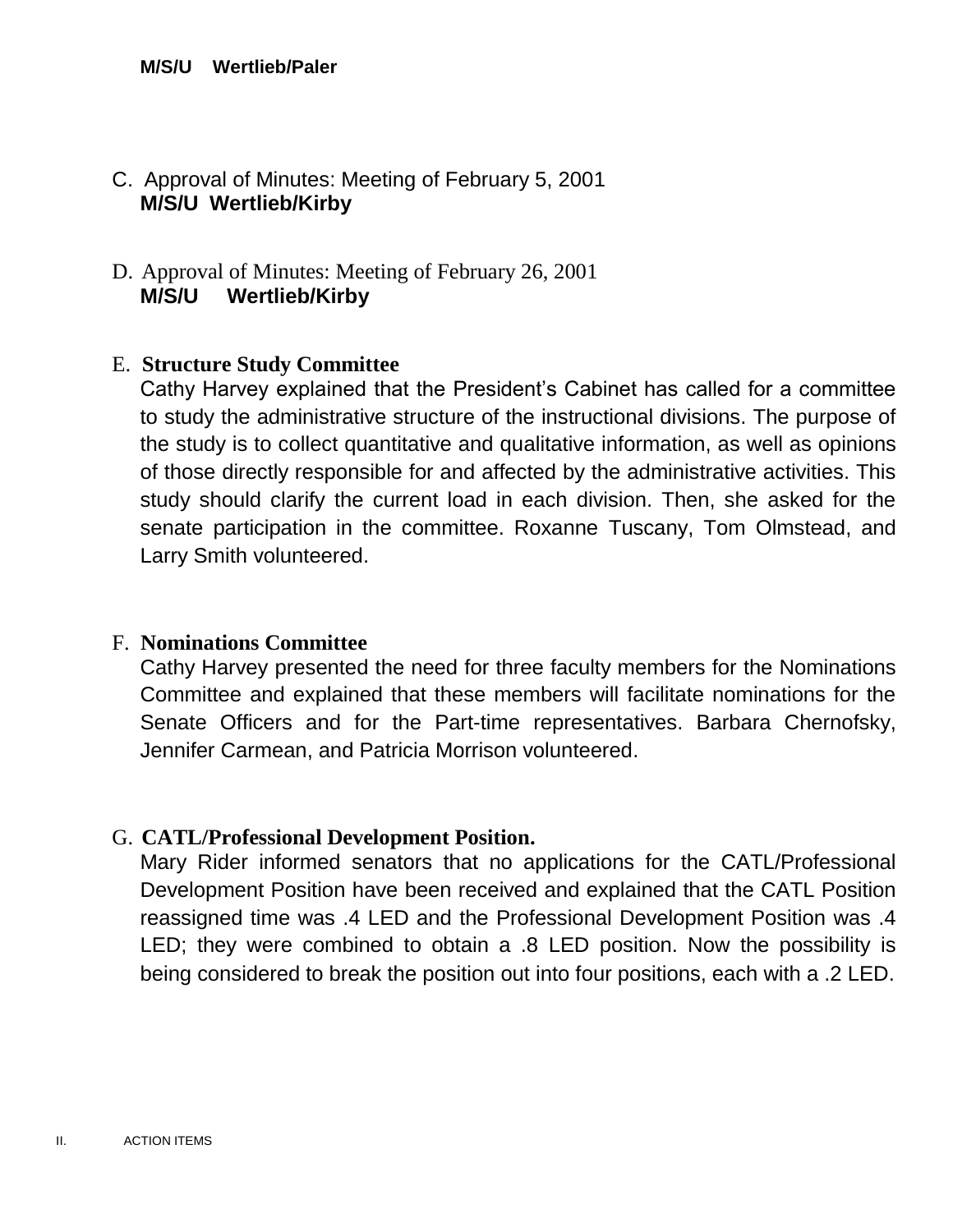**M/S/U Wertlieb/Paler**

C. Approval of Minutes: Meeting of February 5, 2001
**M/S/U Wertlieb/Kirby**

D. Approval of Minutes: Meeting of February 26, 2001
**M/S/U Wertlieb/Kirby**

E. **Structure Study Committee**

Cathy Harvey explained that the President's Cabinet has called for a committee to study the administrative structure of the instructional divisions. The purpose of the study is to collect quantitative and qualitative information, as well as opinions of those directly responsible for and affected by the administrative activities. This study should clarify the current load in each division. Then, she asked for the senate participation in the committee. Roxanne Tuscany, Tom Olmstead, and Larry Smith volunteered.

F. **Nominations Committee**

Cathy Harvey presented the need for three faculty members for the Nominations Committee and explained that these members will facilitate nominations for the Senate Officers and for the Part-time representatives. Barbara Chernofsky, Jennifer Carmean, and Patricia Morrison volunteered.

G. **CATL/Professional Development Position.**

Mary Rider informed senators that no applications for the CATL/Professional Development Position have been received and explained that the CATL Position reassigned time was .4 LED and the Professional Development Position was .4 LED; they were combined to obtain a .8 LED position. Now the possibility is being considered to break the position out into four positions, each with a .2 LED.

II. ACTION ITEMS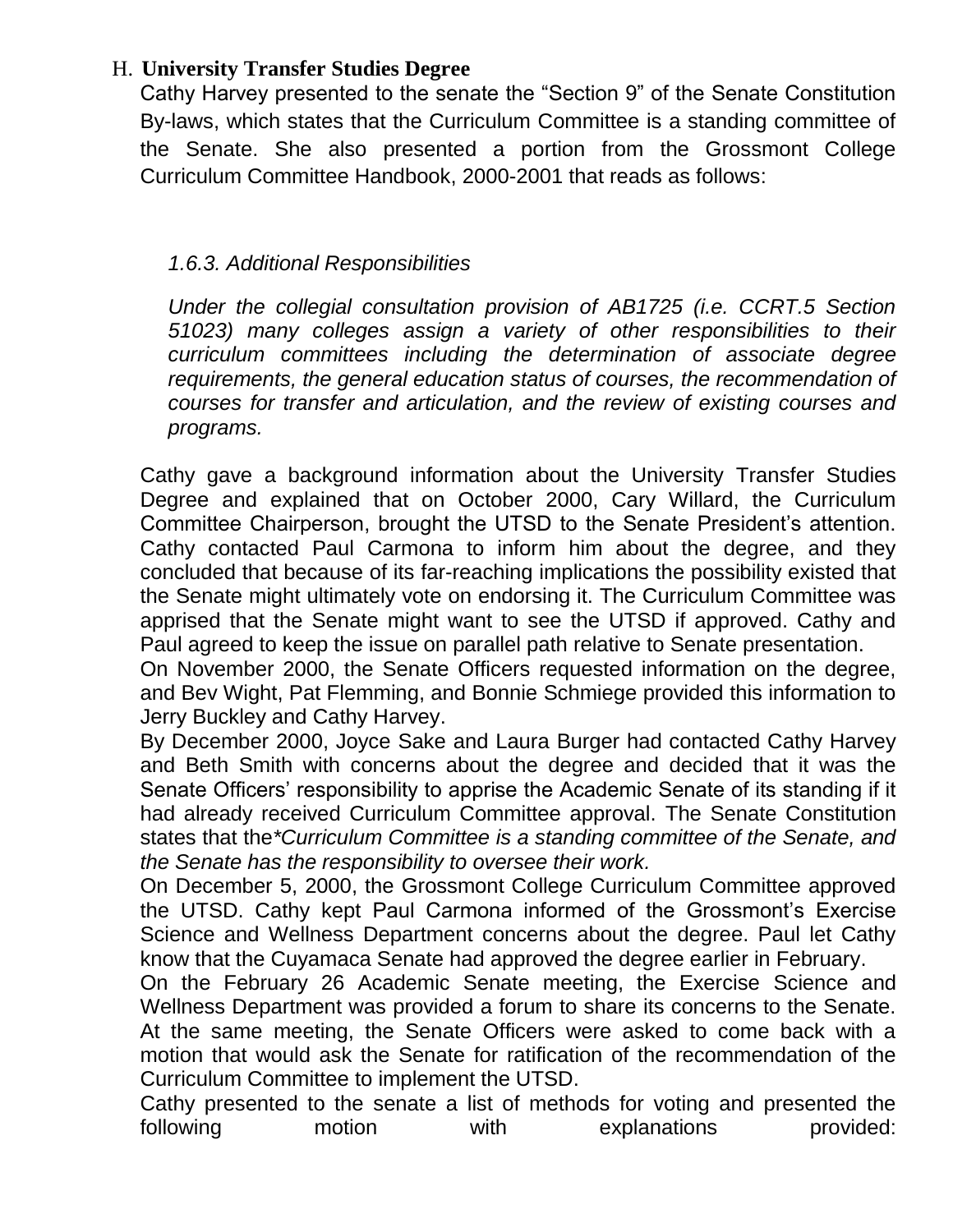H. **University Transfer Studies Degree**

Cathy Harvey presented to the senate the "Section 9" of the Senate Constitution By-laws, which states that the Curriculum Committee is a standing committee of the Senate. She also presented a portion from the Grossmont College Curriculum Committee Handbook, 2000-2001 that reads as follows:

> *1.6.3. Additional Responsibilities*
>
> *Under the collegial consultation provision of AB1725 (i.e. CCRT.5 Section 51023) many colleges assign a variety of other responsibilities to their curriculum committees including the determination of associate degree requirements, the general education status of courses, the recommendation of courses for transfer and articulation, and the review of existing courses and programs.*

Cathy gave a background information about the University Transfer Studies Degree and explained that on October 2000, Cary Willard, the Curriculum Committee Chairperson, brought the UTSD to the Senate President's attention. Cathy contacted Paul Carmona to inform him about the degree, and they concluded that because of its far-reaching implications the possibility existed that the Senate might ultimately vote on endorsing it. The Curriculum Committee was apprised that the Senate might want to see the UTSD if approved. Cathy and Paul agreed to keep the issue on parallel path relative to Senate presentation.

On November 2000, the Senate Officers requested information on the degree, and Bev Wight, Pat Flemming, and Bonnie Schmiege provided this information to Jerry Buckley and Cathy Harvey.

By December 2000, Joyce Sake and Laura Burger had contacted Cathy Harvey and Beth Smith with concerns about the degree and decided that it was the Senate Officers' responsibility to apprise the Academic Senate of its standing if it had already received Curriculum Committee approval. The Senate Constitution states that the*\*Curriculum Committee is a standing committee of the Senate, and the Senate has the responsibility to oversee their work.*

On December 5, 2000, the Grossmont College Curriculum Committee approved the UTSD. Cathy kept Paul Carmona informed of the Grossmont's Exercise Science and Wellness Department concerns about the degree. Paul let Cathy know that the Cuyamaca Senate had approved the degree earlier in February.

On the February 26 Academic Senate meeting, the Exercise Science and Wellness Department was provided a forum to share its concerns to the Senate. At the same meeting, the Senate Officers were asked to come back with a motion that would ask the Senate for ratification of the recommendation of the Curriculum Committee to implement the UTSD.

Cathy presented to the senate a list of methods for voting and presented the following motion with explanations provided: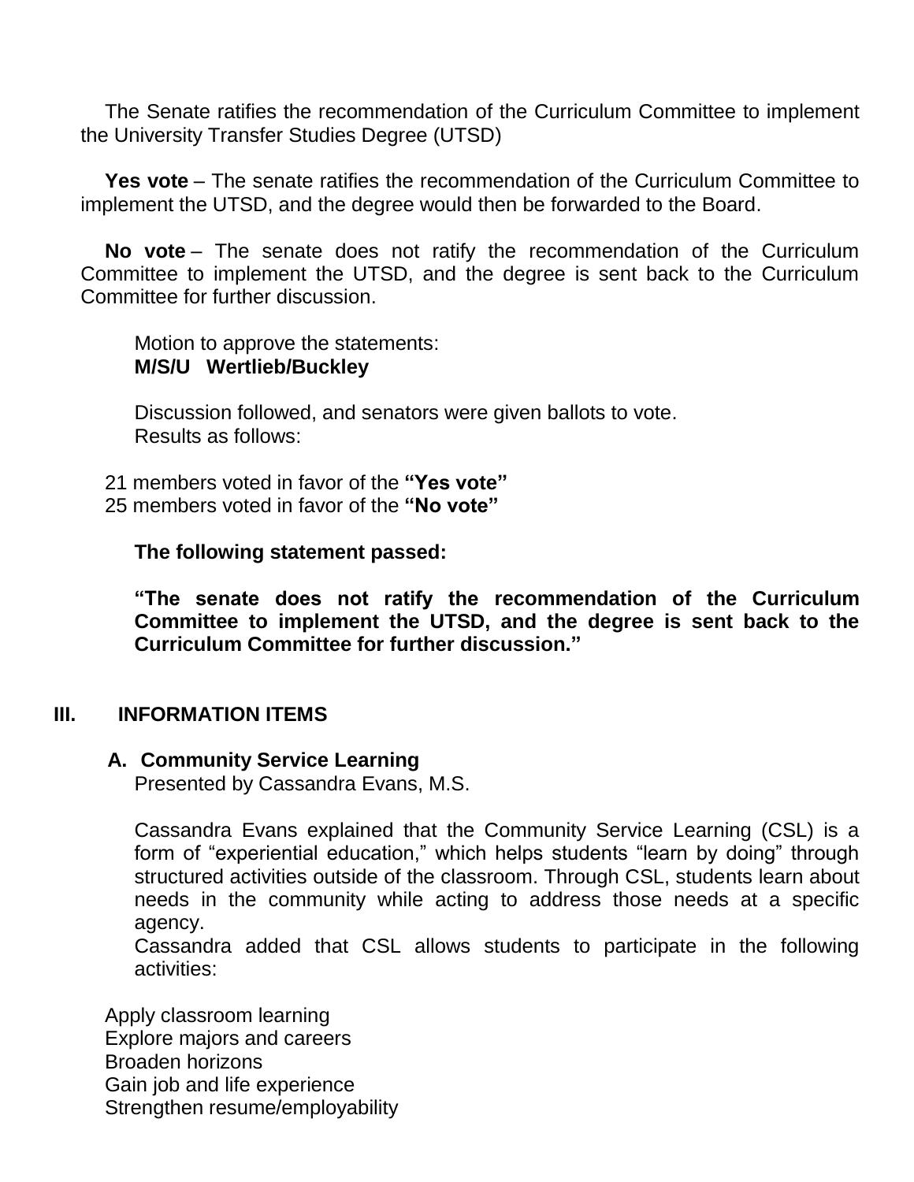The Senate ratifies the recommendation of the Curriculum Committee to implement the University Transfer Studies Degree (UTSD)

**Yes vote** – The senate ratifies the recommendation of the Curriculum Committee to implement the UTSD, and the degree would then be forwarded to the Board.

**No vote** – The senate does not ratify the recommendation of the Curriculum Committee to implement the UTSD, and the degree is sent back to the Curriculum Committee for further discussion.

Motion to approve the statements:
**M/S/U Wertlieb/Buckley**

Discussion followed, and senators were given ballots to vote.
Results as follows:

21 members voted in favor of the **"Yes vote"**
25 members voted in favor of the **"No vote"**

**The following statement passed:**

**"The senate does not ratify the recommendation of the Curriculum Committee to implement the UTSD, and the degree is sent back to the Curriculum Committee for further discussion."**

## III. INFORMATION ITEMS

### A. Community Service Learning

Presented by Cassandra Evans, M.S.

Cassandra Evans explained that the Community Service Learning (CSL) is a form of "experiential education," which helps students "learn by doing" through structured activities outside of the classroom. Through CSL, students learn about needs in the community while acting to address those needs at a specific agency.
Cassandra added that CSL allows students to participate in the following activities:

Apply classroom learning
Explore majors and careers
Broaden horizons
Gain job and life experience
Strengthen resume/employability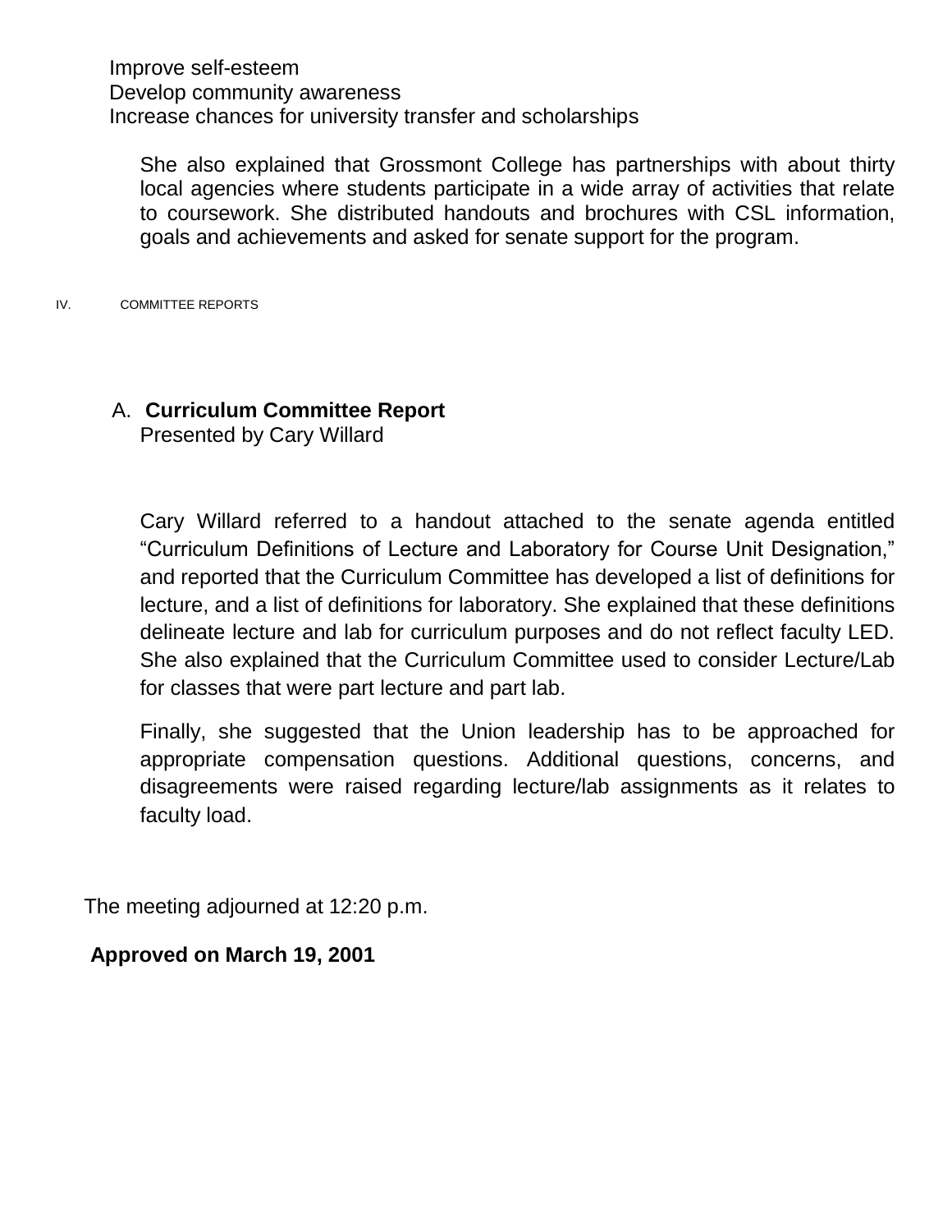Improve self-esteem
Develop community awareness
Increase chances for university transfer and scholarships

She also explained that Grossmont College has partnerships with about thirty local agencies where students participate in a wide array of activities that relate to coursework. She distributed handouts and brochures with CSL information, goals and achievements and asked for senate support for the program.

## IV. COMMITTEE REPORTS

### A. **Curriculum Committee Report**

Presented by Cary Willard

Cary Willard referred to a handout attached to the senate agenda entitled "Curriculum Definitions of Lecture and Laboratory for Course Unit Designation," and reported that the Curriculum Committee has developed a list of definitions for lecture, and a list of definitions for laboratory. She explained that these definitions delineate lecture and lab for curriculum purposes and do not reflect faculty LED. She also explained that the Curriculum Committee used to consider Lecture/Lab for classes that were part lecture and part lab.

Finally, she suggested that the Union leadership has to be approached for appropriate compensation questions. Additional questions, concerns, and disagreements were raised regarding lecture/lab assignments as it relates to faculty load.

The meeting adjourned at 12:20 p.m.

**Approved on March 19, 2001**